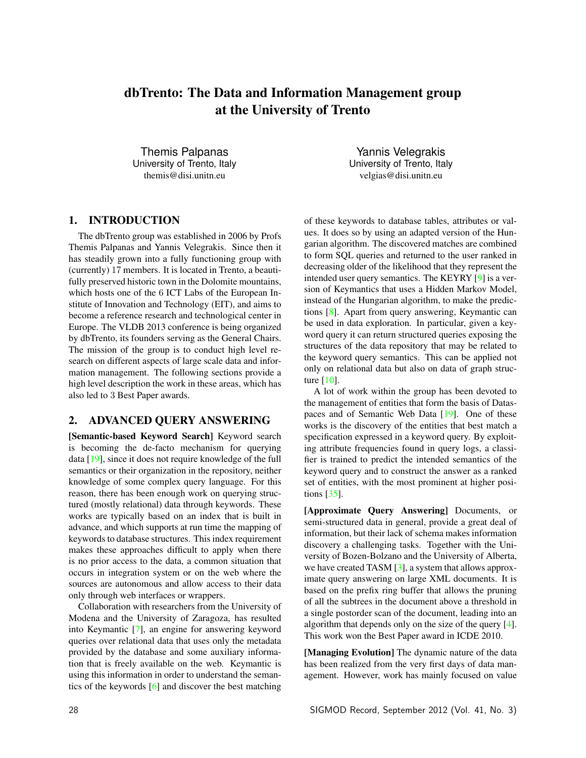# dbTrento: The Data and Information Management group at the University of Trento

Themis Palpanas
University of Trento, Italy
themis@disi.unitn.eu

Yannis Velegrakis
University of Trento, Italy
velgias@disi.unitn.eu

## 1. INTRODUCTION

The dbTrento group was established in 2006 by Profs Themis Palpanas and Yannis Velegrakis. Since then it has steadily grown into a fully functioning group with (currently) 17 members. It is located in Trento, a beautifully preserved historic town in the Dolomite mountains, which hosts one of the 6 ICT Labs of the European Institute of Innovation and Technology (EIT), and aims to become a reference research and technological center in Europe. The VLDB 2013 conference is being organized by dbTrento, its founders serving as the General Chairs. The mission of the group is to conduct high level research on different aspects of large scale data and information management. The following sections provide a high level description the work in these areas, which has also led to 3 Best Paper awards.

## 2. ADVANCED QUERY ANSWERING

**[Semantic-based Keyword Search]** Keyword search is becoming the de-facto mechanism for querying data [19], since it does not require knowledge of the full semantics or their organization in the repository, neither knowledge of some complex query language. For this reason, there has been enough work on querying structured (mostly relational) data through keywords. These works are typically based on an index that is built in advance, and which supports at run time the mapping of keywords to database structures. This index requirement makes these approaches difficult to apply when there is no prior access to the data, a common situation that occurs in integration system or on the web where the sources are autonomous and allow access to their data only through web interfaces or wrappers.

Collaboration with researchers from the University of Modena and the University of Zaragoza, has resulted into Keymantic [7], an engine for answering keyword queries over relational data that uses only the metadata provided by the database and some auxiliary information that is freely available on the web. Keymantic is using this information in order to understand the semantics of the keywords [6] and discover the best matching of these keywords to database tables, attributes or values. It does so by using an adapted version of the Hungarian algorithm. The discovered matches are combined to form SQL queries and returned to the user ranked in decreasing older of the likelihood that they represent the intended user query semantics. The KEYRY [9] is a version of Keymantics that uses a Hidden Markov Model, instead of the Hungarian algorithm, to make the predictions [8]. Apart from query answering, Keymantic can be used in data exploration. In particular, given a keyword query it can return structured queries exposing the structures of the data repository that may be related to the keyword query semantics. This can be applied not only on relational data but also on data of graph structure [10].

A lot of work within the group has been devoted to the management of entities that form the basis of Dataspaces and of Semantic Web Data [19]. One of these works is the discovery of the entities that best match a specification expressed in a keyword query. By exploiting attribute frequencies found in query logs, a classifier is trained to predict the intended semantics of the keyword query and to construct the answer as a ranked set of entities, with the most prominent at higher positions [35].

**[Approximate Query Answering]** Documents, or semi-structured data in general, provide a great deal of information, but their lack of schema makes information discovery a challenging tasks. Together with the University of Bozen-Bolzano and the University of Alberta, we have created TASM [3], a system that allows approximate query answering on large XML documents. It is based on the prefix ring buffer that allows the pruning of all the subtrees in the document above a threshold in a single postorder scan of the document, leading into an algorithm that depends only on the size of the query [4]. This work won the Best Paper award in ICDE 2010.

**[Managing Evolution]** The dynamic nature of the data has been realized from the very first days of data management. However, work has mainly focused on value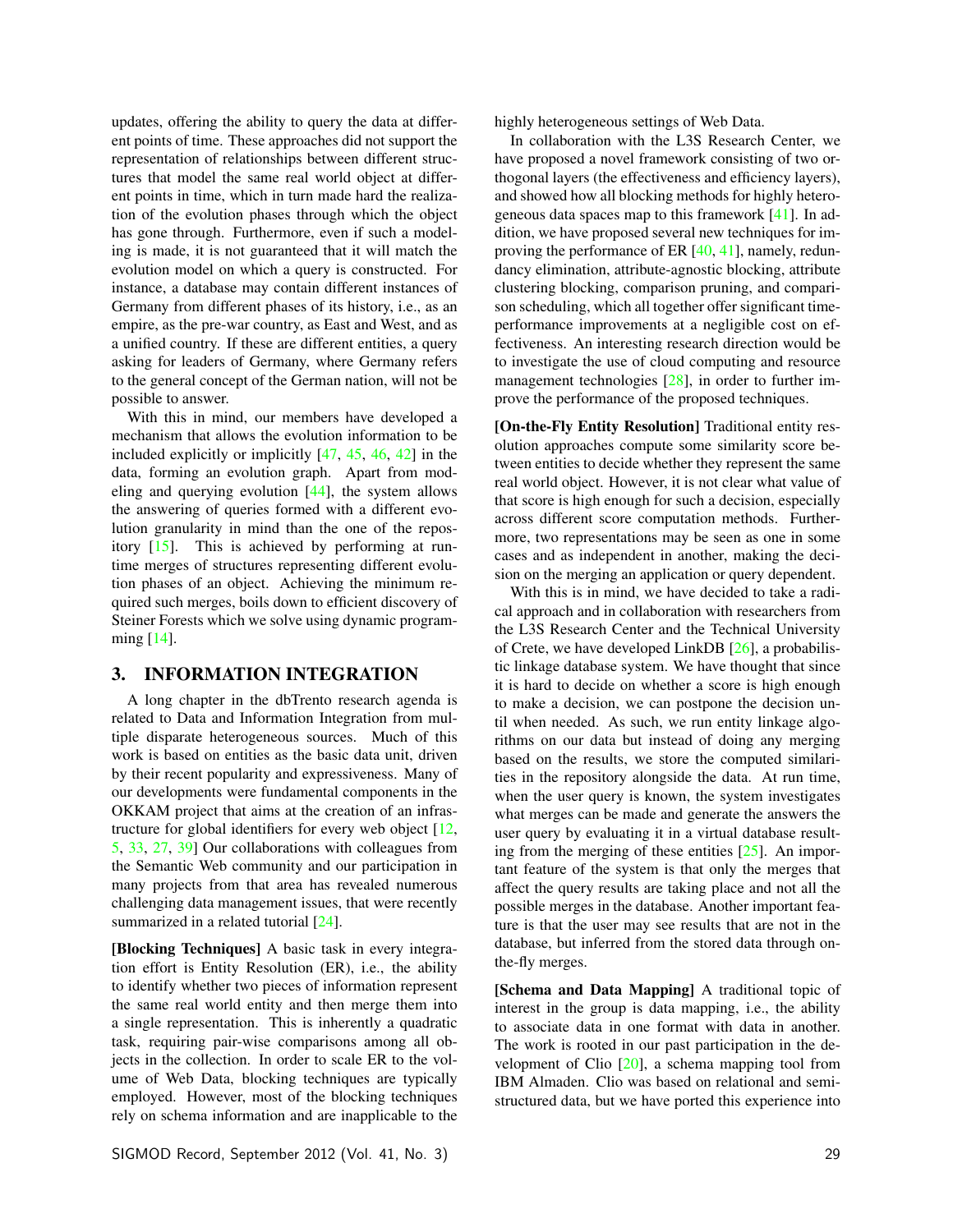updates, offering the ability to query the data at different points of time. These approaches did not support the representation of relationships between different structures that model the same real world object at different points in time, which in turn made hard the realization of the evolution phases through which the object has gone through. Furthermore, even if such a modeling is made, it is not guaranteed that it will match the evolution model on which a query is constructed. For instance, a database may contain different instances of Germany from different phases of its history, i.e., as an empire, as the pre-war country, as East and West, and as a unified country. If these are different entities, a query asking for leaders of Germany, where Germany refers to the general concept of the German nation, will not be possible to answer.

With this in mind, our members have developed a mechanism that allows the evolution information to be included explicitly or implicitly [47, 45, 46, 42] in the data, forming an evolution graph. Apart from modeling and querying evolution [44], the system allows the answering of queries formed with a different evolution granularity in mind than the one of the repository [15]. This is achieved by performing at runtime merges of structures representing different evolution phases of an object. Achieving the minimum required such merges, boils down to efficient discovery of Steiner Forests which we solve using dynamic programming [14].

## 3. INFORMATION INTEGRATION

A long chapter in the dbTrento research agenda is related to Data and Information Integration from multiple disparate heterogeneous sources. Much of this work is based on entities as the basic data unit, driven by their recent popularity and expressiveness. Many of our developments were fundamental components in the OKKAM project that aims at the creation of an infrastructure for global identifiers for every web object [12, 5, 33, 27, 39] Our collaborations with colleagues from the Semantic Web community and our participation in many projects from that area has revealed numerous challenging data management issues, that were recently summarized in a related tutorial [24].

**[Blocking Techniques]** A basic task in every integration effort is Entity Resolution (ER), i.e., the ability to identify whether two pieces of information represent the same real world entity and then merge them into a single representation. This is inherently a quadratic task, requiring pair-wise comparisons among all objects in the collection. In order to scale ER to the volume of Web Data, blocking techniques are typically employed. However, most of the blocking techniques rely on schema information and are inapplicable to the highly heterogeneous settings of Web Data.

In collaboration with the L3S Research Center, we have proposed a novel framework consisting of two orthogonal layers (the effectiveness and efficiency layers), and showed how all blocking methods for highly heterogeneous data spaces map to this framework [41]. In addition, we have proposed several new techniques for improving the performance of ER [40, 41], namely, redundancy elimination, attribute-agnostic blocking, attribute clustering blocking, comparison pruning, and comparison scheduling, which all together offer significant time-performance improvements at a negligible cost on effectiveness. An interesting research direction would be to investigate the use of cloud computing and resource management technologies [28], in order to further improve the performance of the proposed techniques.

**[On-the-Fly Entity Resolution]** Traditional entity resolution approaches compute some similarity score between entities to decide whether they represent the same real world object. However, it is not clear what value of that score is high enough for such a decision, especially across different score computation methods. Furthermore, two representations may be seen as one in some cases and as independent in another, making the decision on the merging an application or query dependent.

With this is in mind, we have decided to take a radical approach and in collaboration with researchers from the L3S Research Center and the Technical University of Crete, we have developed LinkDB [26], a probabilistic linkage database system. We have thought that since it is hard to decide on whether a score is high enough to make a decision, we can postpone the decision until when needed. As such, we run entity linkage algorithms on our data but instead of doing any merging based on the results, we store the computed similarities in the repository alongside the data. At run time, when the user query is known, the system investigates what merges can be made and generate the answers the user query by evaluating it in a virtual database resulting from the merging of these entities [25]. An important feature of the system is that only the merges that affect the query results are taking place and not all the possible merges in the database. Another important feature is that the user may see results that are not in the database, but inferred from the stored data through on-the-fly merges.

**[Schema and Data Mapping]** A traditional topic of interest in the group is data mapping, i.e., the ability to associate data in one format with data in another. The work is rooted in our past participation in the development of Clio [20], a schema mapping tool from IBM Almaden. Clio was based on relational and semi-structured data, but we have ported this experience into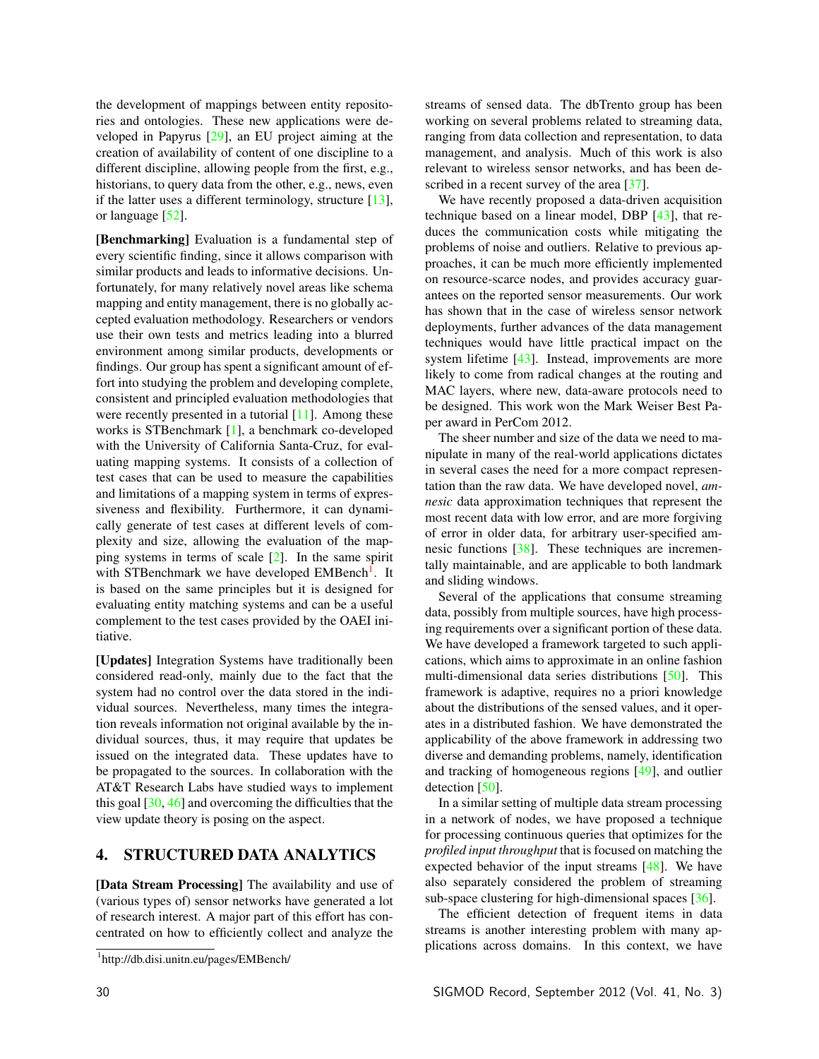the development of mappings between entity repositories and ontologies. These new applications were developed in Papyrus [29], an EU project aiming at the creation of availability of content of one discipline to a different discipline, allowing people from the first, e.g., historians, to query data from the other, e.g., news, even if the latter uses a different terminology, structure [13], or language [52].

**[Benchmarking]** Evaluation is a fundamental step of every scientific finding, since it allows comparison with similar products and leads to informative decisions. Unfortunately, for many relatively novel areas like schema mapping and entity management, there is no globally accepted evaluation methodology. Researchers or vendors use their own tests and metrics leading into a blurred environment among similar products, developments or findings. Our group has spent a significant amount of effort into studying the problem and developing complete, consistent and principled evaluation methodologies that were recently presented in a tutorial [11]. Among these works is STBenchmark [1], a benchmark co-developed with the University of California Santa-Cruz, for evaluating mapping systems. It consists of a collection of test cases that can be used to measure the capabilities and limitations of a mapping system in terms of expressiveness and flexibility. Furthermore, it can dynamically generate of test cases at different levels of complexity and size, allowing the evaluation of the mapping systems in terms of scale [2]. In the same spirit with STBenchmark we have developed EMBench[1]. It is based on the same principles but it is designed for evaluating entity matching systems and can be a useful complement to the test cases provided by the OAEI initiative.

**[Updates]** Integration Systems have traditionally been considered read-only, mainly due to the fact that the system had no control over the data stored in the individual sources. Nevertheless, many times the integration reveals information not original available by the individual sources, thus, it may require that updates be issued on the integrated data. These updates have to be propagated to the sources. In collaboration with the AT&T Research Labs have studied ways to implement this goal [30, 46] and overcoming the difficulties that the view update theory is posing on the aspect.

## 4. STRUCTURED DATA ANALYTICS

**[Data Stream Processing]** The availability and use of (various types of) sensor networks have generated a lot of research interest. A major part of this effort has concentrated on how to efficiently collect and analyze the streams of sensed data. The dbTrento group has been working on several problems related to streaming data, ranging from data collection and representation, to data management, and analysis. Much of this work is also relevant to wireless sensor networks, and has been described in a recent survey of the area [37].

We have recently proposed a data-driven acquisition technique based on a linear model, DBP [43], that reduces the communication costs while mitigating the problems of noise and outliers. Relative to previous approaches, it can be much more efficiently implemented on resource-scarce nodes, and provides accuracy guarantees on the reported sensor measurements. Our work has shown that in the case of wireless sensor network deployments, further advances of the data management techniques would have little practical impact on the system lifetime [43]. Instead, improvements are more likely to come from radical changes at the routing and MAC layers, where new, data-aware protocols need to be designed. This work won the Mark Weiser Best Paper award in PerCom 2012.

The sheer number and size of the data we need to manipulate in many of the real-world applications dictates in several cases the need for a more compact representation than the raw data. We have developed novel, *amnesic* data approximation techniques that represent the most recent data with low error, and are more forgiving of error in older data, for arbitrary user-specified amnesic functions [38]. These techniques are incrementally maintainable, and are applicable to both landmark and sliding windows.

Several of the applications that consume streaming data, possibly from multiple sources, have high processing requirements over a significant portion of these data. We have developed a framework targeted to such applications, which aims to approximate in an online fashion multi-dimensional data series distributions [50]. This framework is adaptive, requires no a priori knowledge about the distributions of the sensed values, and it operates in a distributed fashion. We have demonstrated the applicability of the above framework in addressing two diverse and demanding problems, namely, identification and tracking of homogeneous regions [49], and outlier detection [50].

In a similar setting of multiple data stream processing in a network of nodes, we have proposed a technique for processing continuous queries that optimizes for the *profiled input throughput* that is focused on matching the expected behavior of the input streams [48]. We have also separately considered the problem of streaming sub-space clustering for high-dimensional spaces [36].

The efficient detection of frequent items in data streams is another interesting problem with many applications across domains. In this context, we have

[1] http://db.disi.unitn.eu/pages/EMBench/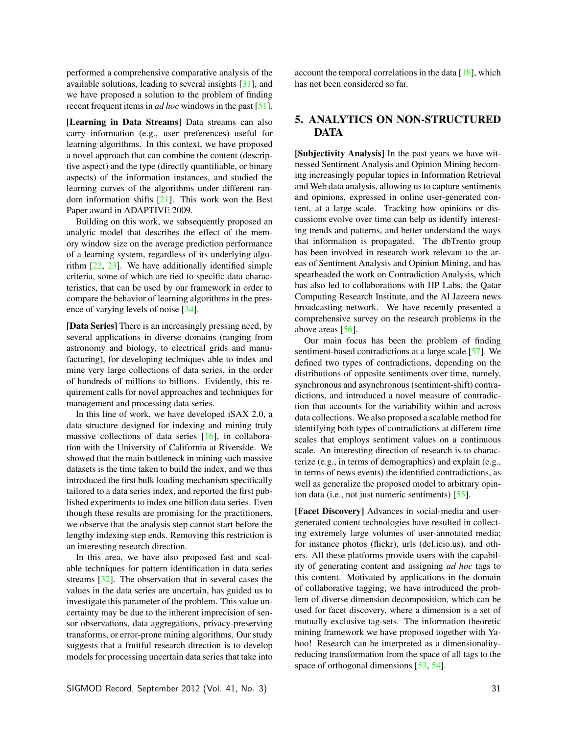performed a comprehensive comparative analysis of the available solutions, leading to several insights [31], and we have proposed a solution to the problem of finding recent frequent items in *ad hoc* windows in the past [51].

**[Learning in Data Streams]** Data streams can also carry information (e.g., user preferences) useful for learning algorithms. In this context, we have proposed a novel approach that can combine the content (descriptive aspect) and the type (directly quantifiable, or binary aspects) of the information instances, and studied the learning curves of the algorithms under different random information shifts [21]. This work won the Best Paper award in ADAPTIVE 2009.

Building on this work, we subsequently proposed an analytic model that describes the effect of the memory window size on the average prediction performance of a learning system, regardless of its underlying algorithm [22, 23]. We have additionally identified simple criteria, some of which are tied to specific data characteristics, that can be used by our framework in order to compare the behavior of learning algorithms in the presence of varying levels of noise [34].

**[Data Series]** There is an increasingly pressing need, by several applications in diverse domains (ranging from astronomy and biology, to electrical grids and manufacturing), for developing techniques able to index and mine very large collections of data series, in the order of hundreds of millions to billions. Evidently, this requirement calls for novel approaches and techniques for management and processing data series.

In this line of work, we have developed iSAX 2.0, a data structure designed for indexing and mining truly massive collections of data series [16], in collaboration with the University of California at Riverside. We showed that the main bottleneck in mining such massive datasets is the time taken to build the index, and we thus introduced the first bulk loading mechanism specifically tailored to a data series index, and reported the first published experiments to index one billion data series. Even though these results are promising for the practitioners, we observe that the analysis step cannot start before the lengthy indexing step ends. Removing this restriction is an interesting research direction.

In this area, we have also proposed fast and scalable techniques for pattern identification in data series streams [32]. The observation that in several cases the values in the data series are uncertain, has guided us to investigate this parameter of the problem. This value uncertainty may be due to the inherent imprecision of sensor observations, data aggregations, privacy-preserving transforms, or error-prone mining algorithms. Our study suggests that a fruitful research direction is to develop models for processing uncertain data series that take into account the temporal correlations in the data [18], which has not been considered so far.

## 5. ANALYTICS ON NON-STRUCTURED DATA

**[Subjectivity Analysis]** In the past years we have witnessed Sentiment Analysis and Opinion Mining becoming increasingly popular topics in Information Retrieval and Web data analysis, allowing us to capture sentiments and opinions, expressed in online user-generated content, at a large scale. Tracking how opinions or discussions evolve over time can help us identify interesting trends and patterns, and better understand the ways that information is propagated. The dbTrento group has been involved in research work relevant to the areas of Sentiment Analysis and Opinion Mining, and has spearheaded the work on Contradiction Analysis, which has also led to collaborations with HP Labs, the Qatar Computing Research Institute, and the Al Jazeera news broadcasting network. We have recently presented a comprehensive survey on the research problems in the above areas [56].

Our main focus has been the problem of finding sentiment-based contradictions at a large scale [57]. We defined two types of contradictions, depending on the distributions of opposite sentiments over time, namely, synchronous and asynchronous (sentiment-shift) contradictions, and introduced a novel measure of contradiction that accounts for the variability within and across data collections. We also proposed a scalable method for identifying both types of contradictions at different time scales that employs sentiment values on a continuous scale. An interesting direction of research is to characterize (e.g., in terms of demographics) and explain (e.g., in terms of news events) the identified contradictions, as well as generalize the proposed model to arbitrary opinion data (i.e., not just numeric sentiments) [55].

**[Facet Discovery]** Advances in social-media and user-generated content technologies have resulted in collecting extremely large volumes of user-annotated media; for instance photos (flickr), urls (del.icio.us), and others. All these platforms provide users with the capability of generating content and assigning *ad hoc* tags to this content. Motivated by applications in the domain of collaborative tagging, we have introduced the problem of diverse dimension decomposition, which can be used for facet discovery, where a dimension is a set of mutually exclusive tag-sets. The information theoretic mining framework we have proposed together with Yahoo! Research can be interpreted as a dimensionality-reducing transformation from the space of all tags to the space of orthogonal dimensions [53, 54].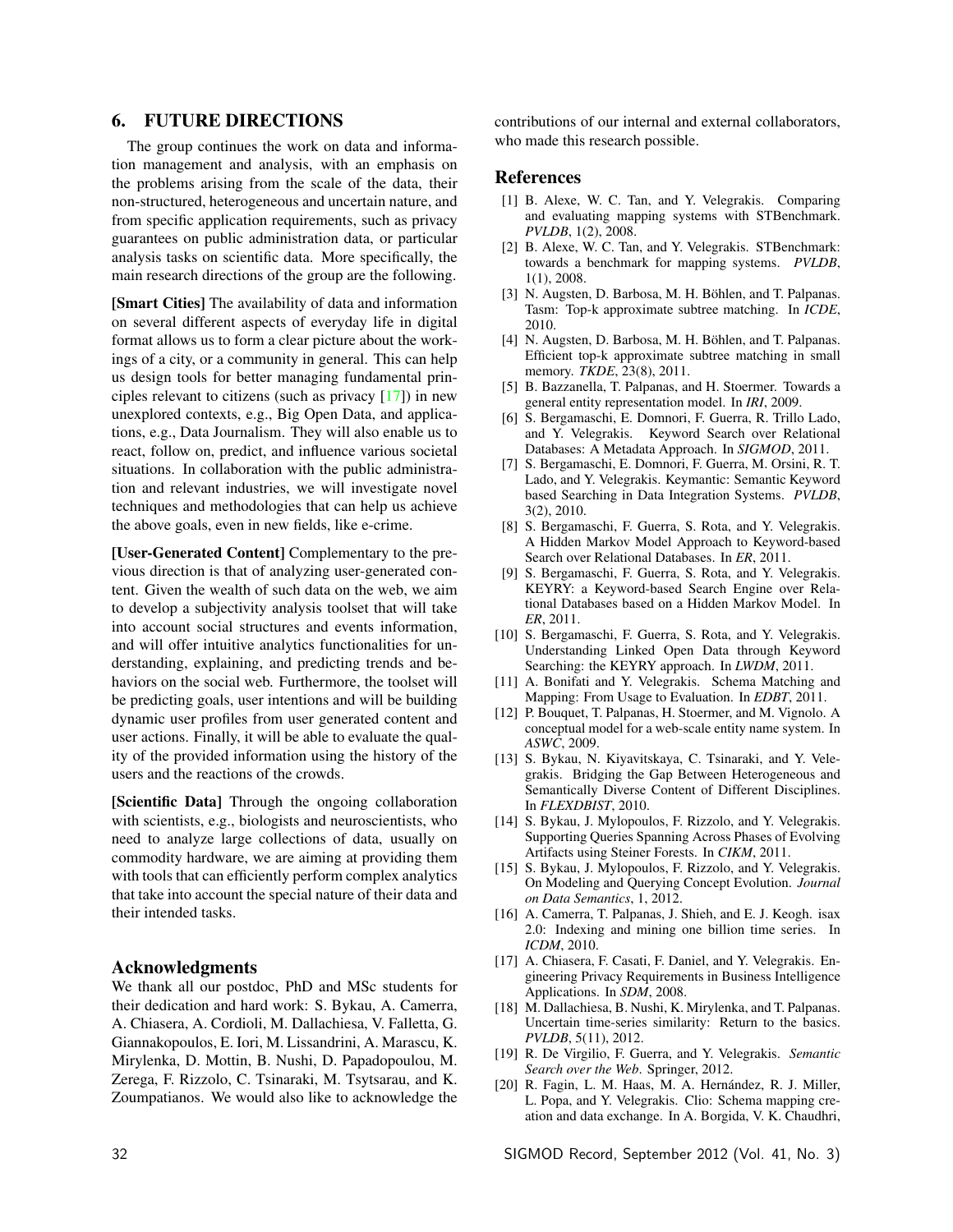## 6. FUTURE DIRECTIONS

The group continues the work on data and information management and analysis, with an emphasis on the problems arising from the scale of the data, their non-structured, heterogeneous and uncertain nature, and from specific application requirements, such as privacy guarantees on public administration data, or particular analysis tasks on scientific data. More specifically, the main research directions of the group are the following.

**[Smart Cities]** The availability of data and information on several different aspects of everyday life in digital format allows us to form a clear picture about the workings of a city, or a community in general. This can help us design tools for better managing fundamental principles relevant to citizens (such as privacy [17]) in new unexplored contexts, e.g., Big Open Data, and applications, e.g., Data Journalism. They will also enable us to react, follow on, predict, and influence various societal situations. In collaboration with the public administration and relevant industries, we will investigate novel techniques and methodologies that can help us achieve the above goals, even in new fields, like e-crime.

**[User-Generated Content]** Complementary to the previous direction is that of analyzing user-generated content. Given the wealth of such data on the web, we aim to develop a subjectivity analysis toolset that will take into account social structures and events information, and will offer intuitive analytics functionalities for understanding, explaining, and predicting trends and behaviors on the social web. Furthermore, the toolset will be predicting goals, user intentions and will be building dynamic user profiles from user generated content and user actions. Finally, it will be able to evaluate the quality of the provided information using the history of the users and the reactions of the crowds.

**[Scientific Data]** Through the ongoing collaboration with scientists, e.g., biologists and neuroscientists, who need to analyze large collections of data, usually on commodity hardware, we are aiming at providing them with tools that can efficiently perform complex analytics that take into account the special nature of their data and their intended tasks.

### Acknowledgments

We thank all our postdoc, PhD and MSc students for their dedication and hard work: S. Bykau, A. Camerra, A. Chiasera, A. Cordioli, M. Dallachiesa, V. Falletta, G. Giannakopoulos, E. Iori, M. Lissandrini, A. Marascu, K. Mirylenka, D. Mottin, B. Nushi, D. Papadopoulou, M. Zerega, F. Rizzolo, C. Tsinaraki, M. Tsytsarau, and K. Zoumpatianos. We would also like to acknowledge the contributions of our internal and external collaborators, who made this research possible.

### References

[1] B. Alexe, W. C. Tan, and Y. Velegrakis. Comparing and evaluating mapping systems with STBenchmark. *PVLDB*, 1(2), 2008.

[2] B. Alexe, W. C. Tan, and Y. Velegrakis. STBenchmark: towards a benchmark for mapping systems. *PVLDB*, 1(1), 2008.

[3] N. Augsten, D. Barbosa, M. H. Böhlen, and T. Palpanas. Tasm: Top-k approximate subtree matching. In *ICDE*, 2010.

[4] N. Augsten, D. Barbosa, M. H. Böhlen, and T. Palpanas. Efficient top-k approximate subtree matching in small memory. *TKDE*, 23(8), 2011.

[5] B. Bazzanella, T. Palpanas, and H. Stoermer. Towards a general entity representation model. In *IRI*, 2009.

[6] S. Bergamaschi, E. Domnori, F. Guerra, R. Trillo Lado, and Y. Velegrakis. Keyword Search over Relational Databases: A Metadata Approach. In *SIGMOD*, 2011.

[7] S. Bergamaschi, E. Domnori, F. Guerra, M. Orsini, R. T. Lado, and Y. Velegrakis. Keymantic: Semantic Keyword based Searching in Data Integration Systems. *PVLDB*, 3(2), 2010.

[8] S. Bergamaschi, F. Guerra, S. Rota, and Y. Velegrakis. A Hidden Markov Model Approach to Keyword-based Search over Relational Databases. In *ER*, 2011.

[9] S. Bergamaschi, F. Guerra, S. Rota, and Y. Velegrakis. KEYRY: a Keyword-based Search Engine over Relational Databases based on a Hidden Markov Model. In *ER*, 2011.

[10] S. Bergamaschi, F. Guerra, S. Rota, and Y. Velegrakis. Understanding Linked Open Data through Keyword Searching: the KEYRY approach. In *LWDM*, 2011.

[11] A. Bonifati and Y. Velegrakis. Schema Matching and Mapping: From Usage to Evaluation. In *EDBT*, 2011.

[12] P. Bouquet, T. Palpanas, H. Stoermer, and M. Vignolo. A conceptual model for a web-scale entity name system. In *ASWC*, 2009.

[13] S. Bykau, N. Kiyavitskaya, C. Tsinaraki, and Y. Velegrakis. Bridging the Gap Between Heterogeneous and Semantically Diverse Content of Different Disciplines. In *FLEXDBIST*, 2010.

[14] S. Bykau, J. Mylopoulos, F. Rizzolo, and Y. Velegrakis. Supporting Queries Spanning Across Phases of Evolving Artifacts using Steiner Forests. In *CIKM*, 2011.

[15] S. Bykau, J. Mylopoulos, F. Rizzolo, and Y. Velegrakis. On Modeling and Querying Concept Evolution. *Journal on Data Semantics*, 1, 2012.

[16] A. Camerra, T. Palpanas, J. Shieh, and E. J. Keogh. isax 2.0: Indexing and mining one billion time series. In *ICDM*, 2010.

[17] A. Chiasera, F. Casati, F. Daniel, and Y. Velegrakis. Engineering Privacy Requirements in Business Intelligence Applications. In *SDM*, 2008.

[18] M. Dallachiesa, B. Nushi, K. Mirylenka, and T. Palpanas. Uncertain time-series similarity: Return to the basics. *PVLDB*, 5(11), 2012.

[19] R. De Virgilio, F. Guerra, and Y. Velegrakis. *Semantic Search over the Web*. Springer, 2012.

[20] R. Fagin, L. M. Haas, M. A. Hernández, R. J. Miller, L. Popa, and Y. Velegrakis. Clio: Schema mapping creation and data exchange. In A. Borgida, V. K. Chaudhri,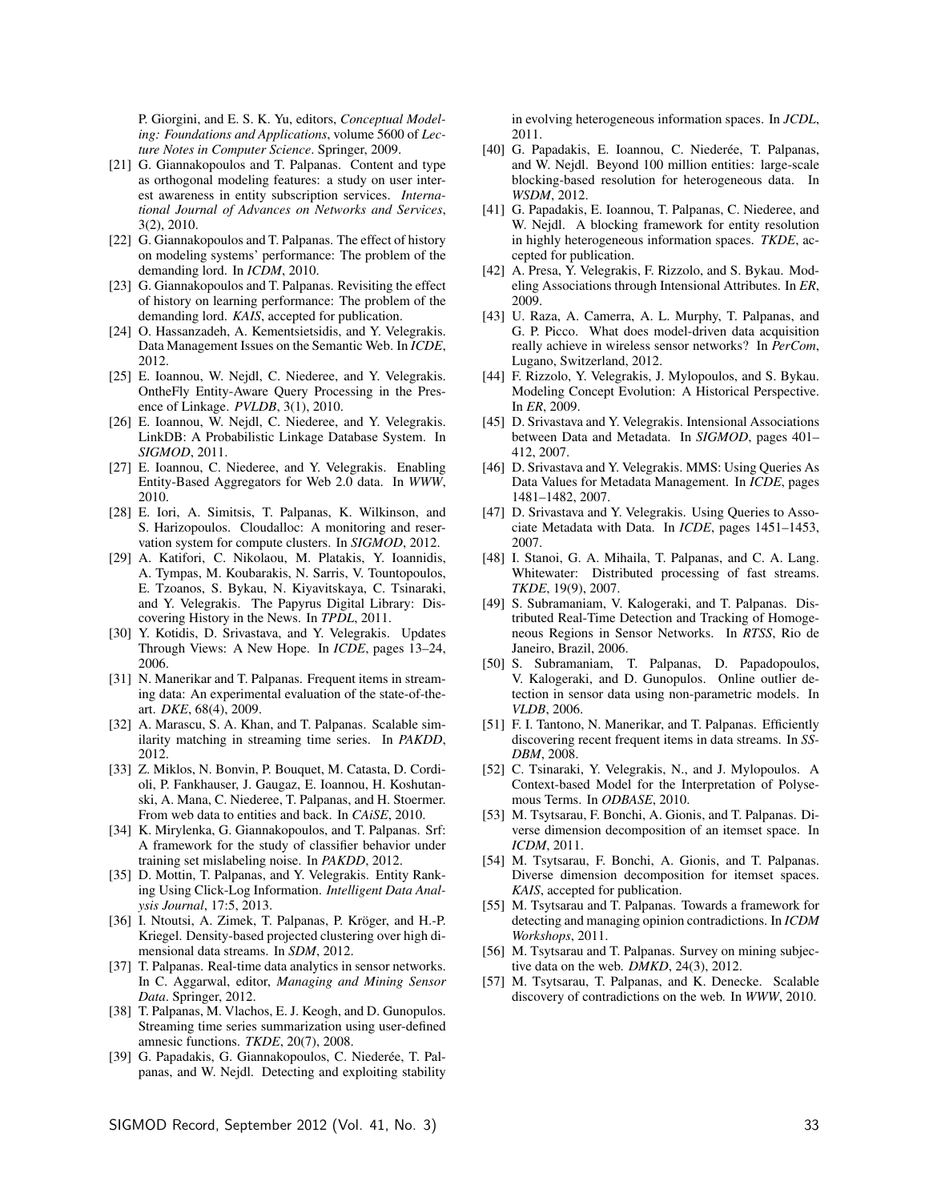P. Giorgini, and E. S. K. Yu, editors, *Conceptual Modeling: Foundations and Applications*, volume 5600 of *Lecture Notes in Computer Science*. Springer, 2009.

[21] G. Giannakopoulos and T. Palpanas. Content and type as orthogonal modeling features: a study on user interest awareness in entity subscription services. *International Journal of Advances on Networks and Services*, 3(2), 2010.

[22] G. Giannakopoulos and T. Palpanas. The effect of history on modeling systems' performance: The problem of the demanding lord. In *ICDM*, 2010.

[23] G. Giannakopoulos and T. Palpanas. Revisiting the effect of history on learning performance: The problem of the demanding lord. *KAIS*, accepted for publication.

[24] O. Hassanzadeh, A. Kementsietsidis, and Y. Velegrakis. Data Management Issues on the Semantic Web. In *ICDE*, 2012.

[25] E. Ioannou, W. Nejdl, C. Niederee, and Y. Velegrakis. OntheFly Entity-Aware Query Processing in the Presence of Linkage. *PVLDB*, 3(1), 2010.

[26] E. Ioannou, W. Nejdl, C. Niederee, and Y. Velegrakis. LinkDB: A Probabilistic Linkage Database System. In *SIGMOD*, 2011.

[27] E. Ioannou, C. Niederee, and Y. Velegrakis. Enabling Entity-Based Aggregators for Web 2.0 data. In *WWW*, 2010.

[28] E. Iori, A. Simitsis, T. Palpanas, K. Wilkinson, and S. Harizopoulos. Cloudalloc: A monitoring and reservation system for compute clusters. In *SIGMOD*, 2012.

[29] A. Katifori, C. Nikolaou, M. Platakis, Y. Ioannidis, A. Tympas, M. Koubarakis, N. Sarris, V. Tountopoulos, E. Tzoanos, S. Bykau, N. Kiyavitskaya, C. Tsinaraki, and Y. Velegrakis. The Papyrus Digital Library: Discovering History in the News. In *TPDL*, 2011.

[30] Y. Kotidis, D. Srivastava, and Y. Velegrakis. Updates Through Views: A New Hope. In *ICDE*, pages 13–24, 2006.

[31] N. Manerikar and T. Palpanas. Frequent items in streaming data: An experimental evaluation of the state-of-the-art. *DKE*, 68(4), 2009.

[32] A. Marascu, S. A. Khan, and T. Palpanas. Scalable similarity matching in streaming time series. In *PAKDD*, 2012.

[33] Z. Miklos, N. Bonvin, P. Bouquet, M. Catasta, D. Cordioli, P. Fankhauser, J. Gaugaz, E. Ioannou, H. Koshutanski, A. Mana, C. Niederee, T. Palpanas, and H. Stoermer. From web data to entities and back. In *CAiSE*, 2010.

[34] K. Mirylenka, G. Giannakopoulos, and T. Palpanas. Srf: A framework for the study of classifier behavior under training set mislabeling noise. In *PAKDD*, 2012.

[35] D. Mottin, T. Palpanas, and Y. Velegrakis. Entity Ranking Using Click-Log Information. *Intelligent Data Analysis Journal*, 17:5, 2013.

[36] I. Ntoutsi, A. Zimek, T. Palpanas, P. Kröger, and H.-P. Kriegel. Density-based projected clustering over high dimensional data streams. In *SDM*, 2012.

[37] T. Palpanas. Real-time data analytics in sensor networks. In C. Aggarwal, editor, *Managing and Mining Sensor Data*. Springer, 2012.

[38] T. Palpanas, M. Vlachos, E. J. Keogh, and D. Gunopulos. Streaming time series summarization using user-defined amnesic functions. *TKDE*, 20(7), 2008.

[39] G. Papadakis, G. Giannakopoulos, C. Niederée, T. Palpanas, and W. Nejdl. Detecting and exploiting stability in evolving heterogeneous information spaces. In *JCDL*, 2011.

[40] G. Papadakis, E. Ioannou, C. Niederée, T. Palpanas, and W. Nejdl. Beyond 100 million entities: large-scale blocking-based resolution for heterogeneous data. In *WSDM*, 2012.

[41] G. Papadakis, E. Ioannou, T. Palpanas, C. Niederee, and W. Nejdl. A blocking framework for entity resolution in highly heterogeneous information spaces. *TKDE*, accepted for publication.

[42] A. Presa, Y. Velegrakis, F. Rizzolo, and S. Bykau. Modeling Associations through Intensional Attributes. In *ER*, 2009.

[43] U. Raza, A. Camerra, A. L. Murphy, T. Palpanas, and G. P. Picco. What does model-driven data acquisition really achieve in wireless sensor networks? In *PerCom*, Lugano, Switzerland, 2012.

[44] F. Rizzolo, Y. Velegrakis, J. Mylopoulos, and S. Bykau. Modeling Concept Evolution: A Historical Perspective. In *ER*, 2009.

[45] D. Srivastava and Y. Velegrakis. Intensional Associations between Data and Metadata. In *SIGMOD*, pages 401–412, 2007.

[46] D. Srivastava and Y. Velegrakis. MMS: Using Queries As Data Values for Metadata Management. In *ICDE*, pages 1481–1482, 2007.

[47] D. Srivastava and Y. Velegrakis. Using Queries to Associate Metadata with Data. In *ICDE*, pages 1451–1453, 2007.

[48] I. Stanoi, G. A. Mihaila, T. Palpanas, and C. A. Lang. Whitewater: Distributed processing of fast streams. *TKDE*, 19(9), 2007.

[49] S. Subramaniam, V. Kalogeraki, and T. Palpanas. Distributed Real-Time Detection and Tracking of Homogeneous Regions in Sensor Networks. In *RTSS*, Rio de Janeiro, Brazil, 2006.

[50] S. Subramaniam, T. Palpanas, D. Papadopoulos, V. Kalogeraki, and D. Gunopulos. Online outlier detection in sensor data using non-parametric models. In *VLDB*, 2006.

[51] F. I. Tantono, N. Manerikar, and T. Palpanas. Efficiently discovering recent frequent items in data streams. In *SSDBM*, 2008.

[52] C. Tsinaraki, Y. Velegrakis, N., and J. Mylopoulos. A Context-based Model for the Interpretation of Polysemous Terms. In *ODBASE*, 2010.

[53] M. Tsytsarau, F. Bonchi, A. Gionis, and T. Palpanas. Diverse dimension decomposition of an itemset space. In *ICDM*, 2011.

[54] M. Tsytsarau, F. Bonchi, A. Gionis, and T. Palpanas. Diverse dimension decomposition for itemset spaces. *KAIS*, accepted for publication.

[55] M. Tsytsarau and T. Palpanas. Towards a framework for detecting and managing opinion contradictions. In *ICDM Workshops*, 2011.

[56] M. Tsytsarau and T. Palpanas. Survey on mining subjective data on the web. *DMKD*, 24(3), 2012.

[57] M. Tsytsarau, T. Palpanas, and K. Denecke. Scalable discovery of contradictions on the web. In *WWW*, 2010.